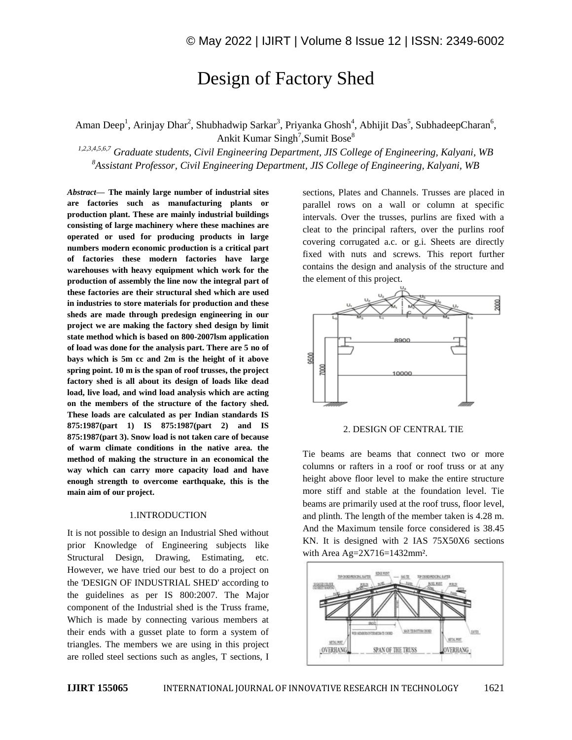# Design of Factory Shed

Aman Deep[1], Arinjay Dhar[2], Shubhadwip Sarkar[3], Priyanka Ghosh[4], Abhijit Das[5], SubhadeepCharan[6], Ankit Kumar Singh[7],Sumit Bose[8]

[1,2,3,4,5,6,7] *Graduate students, Civil Engineering Department, JIS College of Engineering, Kalyani, WB*

[8]*Assistant Professor, Civil Engineering Department, JIS College of Engineering, Kalyani, WB*

***Abstract*— The mainly large number of industrial sites are factories such as manufacturing plants or production plant. These are mainly industrial buildings consisting of large machinery where these machines are operated or used for producing products in large numbers modern economic production is a critical part of factories these modern factories have large warehouses with heavy equipment which work for the production of assembly the line now the integral part of these factories are their structural shed which are used in industries to store materials for production and these sheds are made through predesign engineering in our project we are making the factory shed design by limit state method which is based on 800-2007lsm application of load was done for the analysis part. There are 5 no of bays which is 5m cc and 2m is the height of it above spring point. 10 m is the span of roof trusses, the project factory shed is all about its design of loads like dead load, live load, and wind load analysis which are acting on the members of the structure of the factory shed. These loads are calculated as per Indian standards IS 875:1987(part 1) IS 875:1987(part 2) and IS 875:1987(part 3). Snow load is not taken care of because of warm climate conditions in the native area. the method of making the structure in an economical the way which can carry more capacity load and have enough strength to overcome earthquake, this is the main aim of our project.**

## 1.INTRODUCTION

It is not possible to design an Industrial Shed without prior Knowledge of Engineering subjects like Structural Design, Drawing, Estimating, etc. However, we have tried our best to do a project on the 'DESIGN OF INDUSTRIAL SHED' according to the guidelines as per IS 800:2007. The Major component of the Industrial shed is the Truss frame, Which is made by connecting various members at their ends with a gusset plate to form a system of triangles. The members we are using in this project are rolled steel sections such as angles, T sections, I sections, Plates and Channels. Trusses are placed in parallel rows on a wall or column at specific intervals. Over the trusses, purlins are fixed with a cleat to the principal rafters, over the purlins roof covering corrugated a.c. or g.i. Sheets are directly fixed with nuts and screws. This report further contains the design and analysis of the structure and the element of this project.

## 2. DESIGN OF CENTRAL TIE

Tie beams are beams that connect two or more columns or rafters in a roof or roof truss or at any height above floor level to make the entire structure more stiff and stable at the foundation level. Tie beams are primarily used at the roof truss, floor level, and plinth. The length of the member taken is 4.28 m. And the Maximum tensile force considered is 38.45 KN. It is designed with 2 IAS 75X50X6 sections with Area Ag=2X716=1432mm².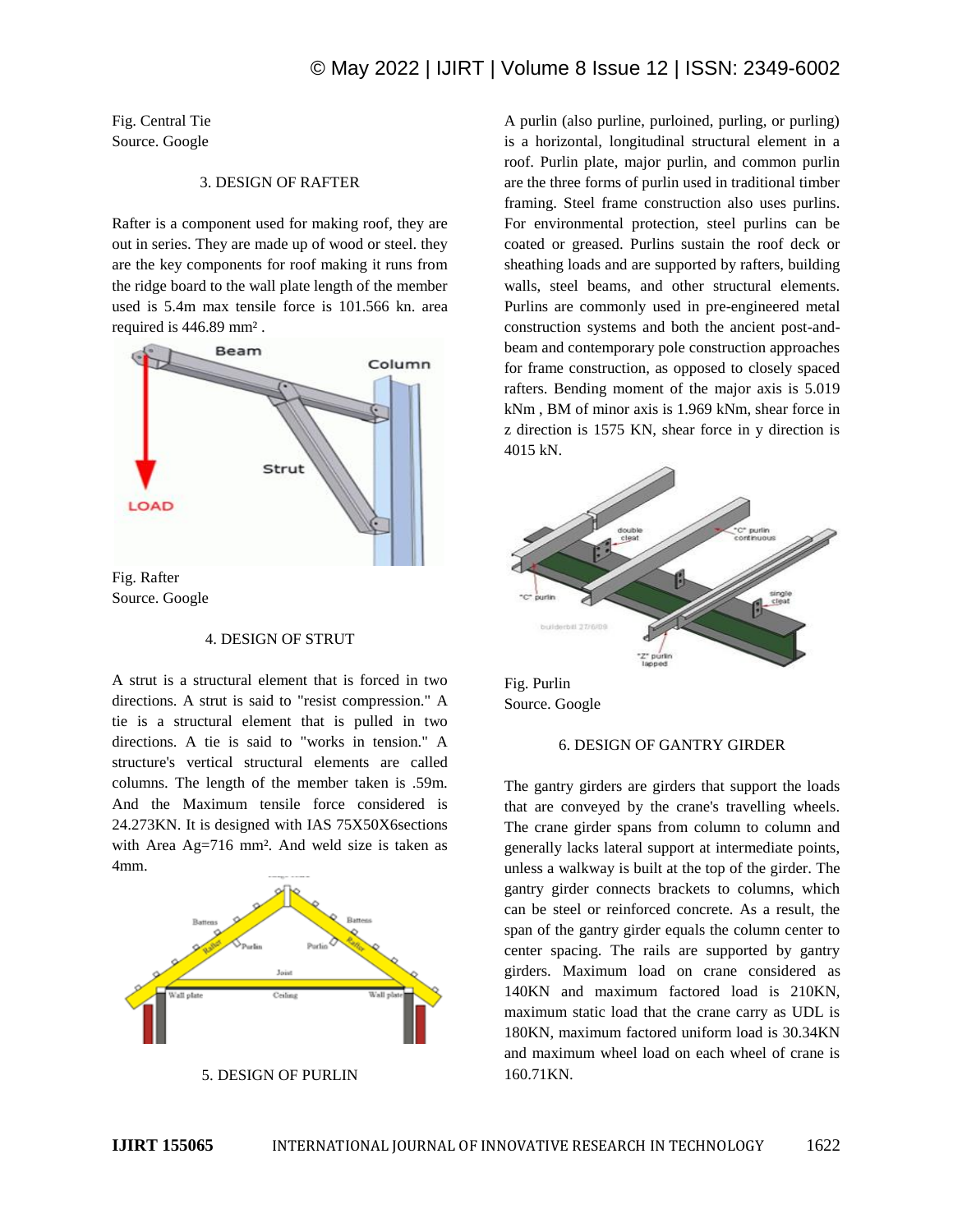Fig. Central Tie
Source. Google

### 3. DESIGN OF RAFTER

Rafter is a component used for making roof, they are out in series. They are made up of wood or steel. they are the key components for roof making it runs from the ridge board to the wall plate length of the member used is 5.4m max tensile force is 101.566 kn. area required is 446.89 mm² .

Fig. Rafter
Source. Google

### 4. DESIGN OF STRUT

A strut is a structural element that is forced in two directions. A strut is said to "resist compression." A tie is a structural element that is pulled in two directions. A tie is said to "works in tension." A structure's vertical structural elements are called columns. The length of the member taken is .59m. And the Maximum tensile force considered is 24.273KN. It is designed with IAS 75X50X6sections with Area Ag=716 mm². And weld size is taken as 4mm.

### 5. DESIGN OF PURLIN

A purlin (also purline, purloined, purling, or purling) is a horizontal, longitudinal structural element in a roof. Purlin plate, major purlin, and common purlin are the three forms of purlin used in traditional timber framing. Steel frame construction also uses purlins. For environmental protection, steel purlins can be coated or greased. Purlins sustain the roof deck or sheathing loads and are supported by rafters, building walls, steel beams, and other structural elements. Purlins are commonly used in pre-engineered metal construction systems and both the ancient post-and-beam and contemporary pole construction approaches for frame construction, as opposed to closely spaced rafters. Bending moment of the major axis is 5.019 kNm , BM of minor axis is 1.969 kNm, shear force in z direction is 1575 KN, shear force in y direction is 4015 kN.

Fig. Purlin
Source. Google

### 6. DESIGN OF GANTRY GIRDER

The gantry girders are girders that support the loads that are conveyed by the crane's travelling wheels. The crane girder spans from column to column and generally lacks lateral support at intermediate points, unless a walkway is built at the top of the girder. The gantry girder connects brackets to columns, which can be steel or reinforced concrete. As a result, the span of the gantry girder equals the column center to center spacing. The rails are supported by gantry girders. Maximum load on crane considered as 140KN and maximum factored load is 210KN, maximum static load that the crane carry as UDL is 180KN, maximum factored uniform load is 30.34KN and maximum wheel load on each wheel of crane is 160.71KN.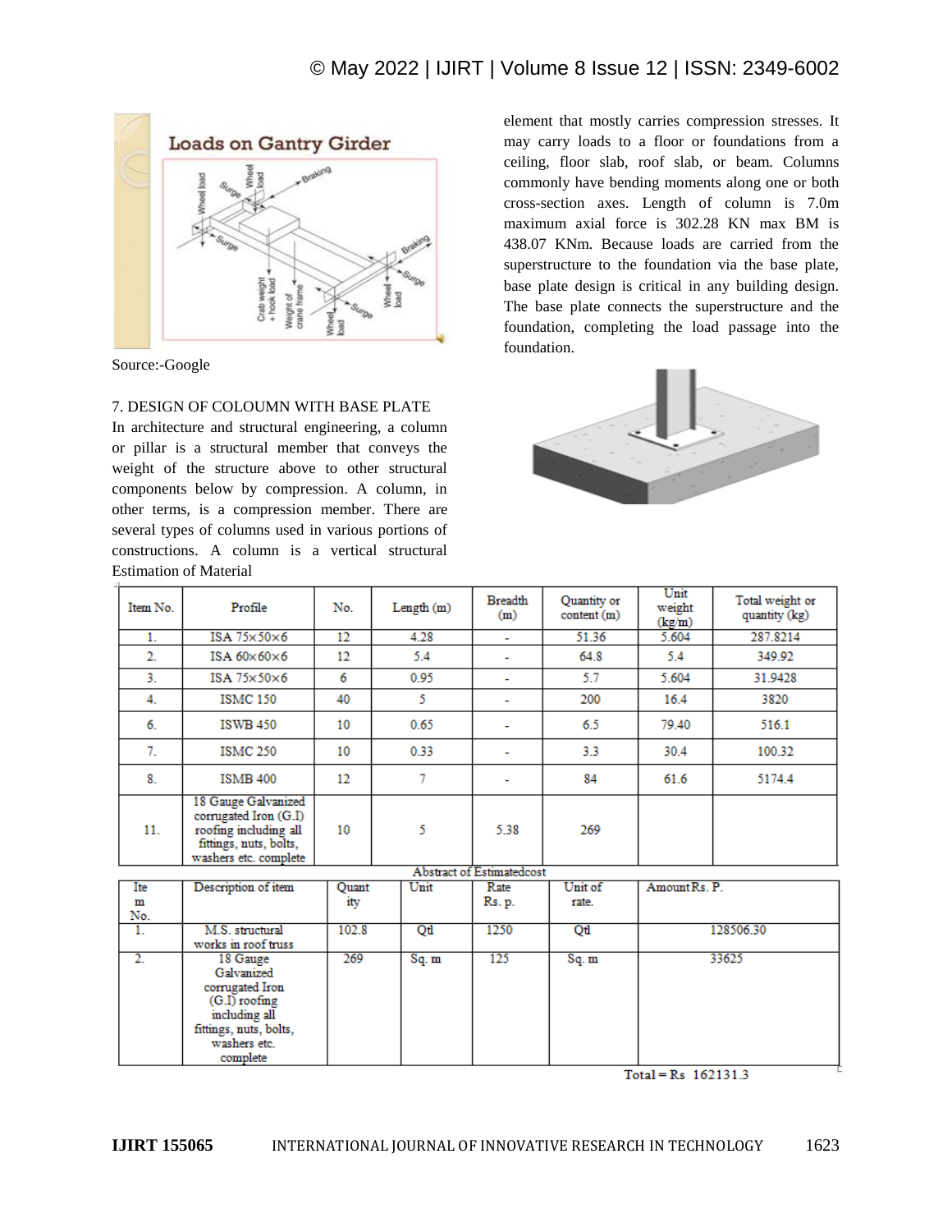Source:-Google

7. DESIGN OF COLOUMN WITH BASE PLATE

In architecture and structural engineering, a column or pillar is a structural member that conveys the weight of the structure above to other structural components below by compression. A column, in other terms, is a compression member. There are several types of columns used in various portions of constructions. A column is a vertical structural element that mostly carries compression stresses. It may carry loads to a floor or foundations from a ceiling, floor slab, roof slab, or beam. Columns commonly have bending moments along one or both cross-section axes. Length of column is 7.0m maximum axial force is 302.28 KN max BM is 438.07 KNm. Because loads are carried from the superstructure to the foundation via the base plate, base plate design is critical in any building design. The base plate connects the superstructure and the foundation, completing the load passage into the foundation.

Estimation of Material

| Item No. | Profile | No. | Length (m) | Breadth (m) | Quantity or content (m) | Unit weight (kg/m) | Total weight or quantity (kg) |
|---|---|---|---|---|---|---|---|
| 1. | ISA 75×50×6 | 12 | 4.28 | - | 51.36 | 5.604 | 287.8214 |
| 2. | ISA 60×60×6 | 12 | 5.4 | - | 64.8 | 5.4 | 349.92 |
| 3. | ISA 75×50×6 | 6 | 0.95 | - | 5.7 | 5.604 | 31.9428 |
| 4. | ISMC 150 | 40 | 5 | - | 200 | 16.4 | 3820 |
| 6. | ISWB 450 | 10 | 0.65 | - | 6.5 | 79.40 | 516.1 |
| 7. | ISMC 250 | 10 | 0.33 | - | 3.3 | 30.4 | 100.32 |
| 8. | ISMB 400 | 12 | 7 | - | 84 | 61.6 | 5174.4 |
| 11. | 18 Gauge Galvanized corrugated Iron (G.I) roofing including all fittings, nuts, bolts, washers etc. complete | 10 | 5 | 5.38 | 269 | | |

Abstract of Estimatedcost

| Item No. | Description of item | Quantity | Unit | Rate Rs. p. | Unit of rate. | Amount Rs. P. |
|---|---|---|---|---|---|---|
| 1. | M.S. structural works in roof truss | 102.8 | Qtl | 1250 | Qtl | 128506.30 |
| 2. | 18 Gauge Galvanized corrugated Iron (G.I) roofing including all fittings, nuts, bolts, washers etc. complete | 269 | Sq. m | 125 | Sq. m | 33625 |

Total = Rs 162131.3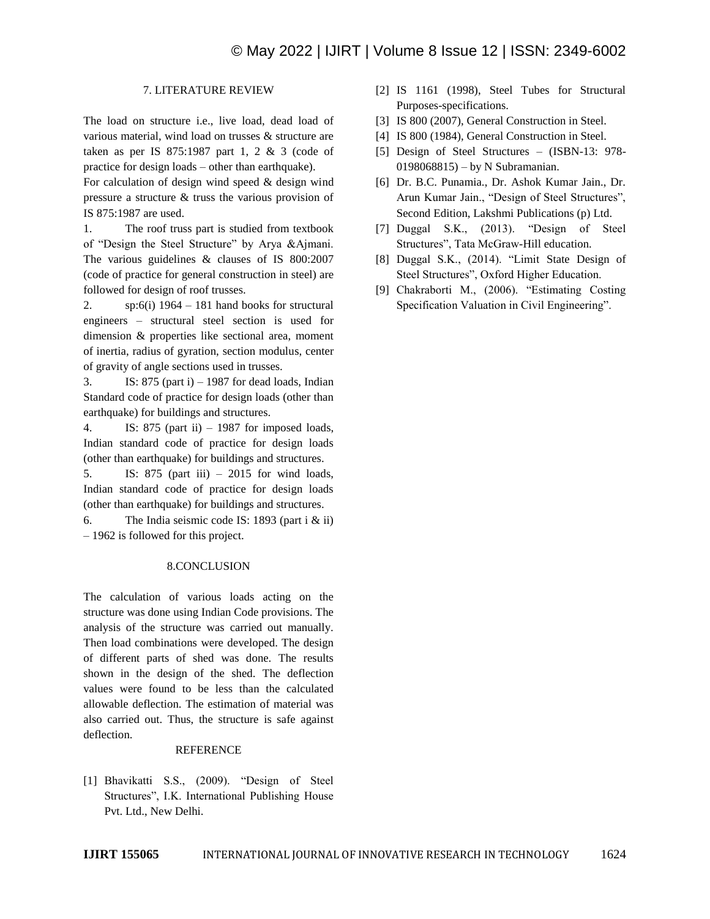## 7. LITERATURE REVIEW

The load on structure i.e., live load, dead load of various material, wind load on trusses & structure are taken as per IS 875:1987 part 1, 2 & 3 (code of practice for design loads – other than earthquake).

For calculation of design wind speed & design wind pressure a structure & truss the various provision of IS 875:1987 are used.

1. The roof truss part is studied from textbook of "Design the Steel Structure" by Arya &Ajmani. The various guidelines & clauses of IS 800:2007 (code of practice for general construction in steel) are followed for design of roof trusses.
2. sp:6(i) 1964 – 181 hand books for structural engineers – structural steel section is used for dimension & properties like sectional area, moment of inertia, radius of gyration, section modulus, center of gravity of angle sections used in trusses.
3. IS: 875 (part i) – 1987 for dead loads, Indian Standard code of practice for design loads (other than earthquake) for buildings and structures.
4. IS: 875 (part ii) – 1987 for imposed loads, Indian standard code of practice for design loads (other than earthquake) for buildings and structures.
5. IS: 875 (part iii) – 2015 for wind loads, Indian standard code of practice for design loads (other than earthquake) for buildings and structures.
6. The India seismic code IS: 1893 (part i & ii) – 1962 is followed for this project.

## 8.CONCLUSION

The calculation of various loads acting on the structure was done using Indian Code provisions. The analysis of the structure was carried out manually. Then load combinations were developed. The design of different parts of shed was done. The results shown in the design of the shed. The deflection values were found to be less than the calculated allowable deflection. The estimation of material was also carried out. Thus, the structure is safe against deflection.

## REFERENCE

[1] Bhavikatti S.S., (2009). "Design of Steel Structures", I.K. International Publishing House Pvt. Ltd., New Delhi.

[2] IS 1161 (1998), Steel Tubes for Structural Purposes-specifications.

[3] IS 800 (2007), General Construction in Steel.

[4] IS 800 (1984), General Construction in Steel.

[5] Design of Steel Structures – (ISBN-13: 978-0198068815) – by N Subramanian.

[6] Dr. B.C. Punamia., Dr. Ashok Kumar Jain., Dr. Arun Kumar Jain., "Design of Steel Structures", Second Edition, Lakshmi Publications (p) Ltd.

[7] Duggal S.K., (2013). "Design of Steel Structures", Tata McGraw-Hill education.

[8] Duggal S.K., (2014). "Limit State Design of Steel Structures", Oxford Higher Education.

[9] Chakraborti M., (2006). "Estimating Costing Specification Valuation in Civil Engineering".